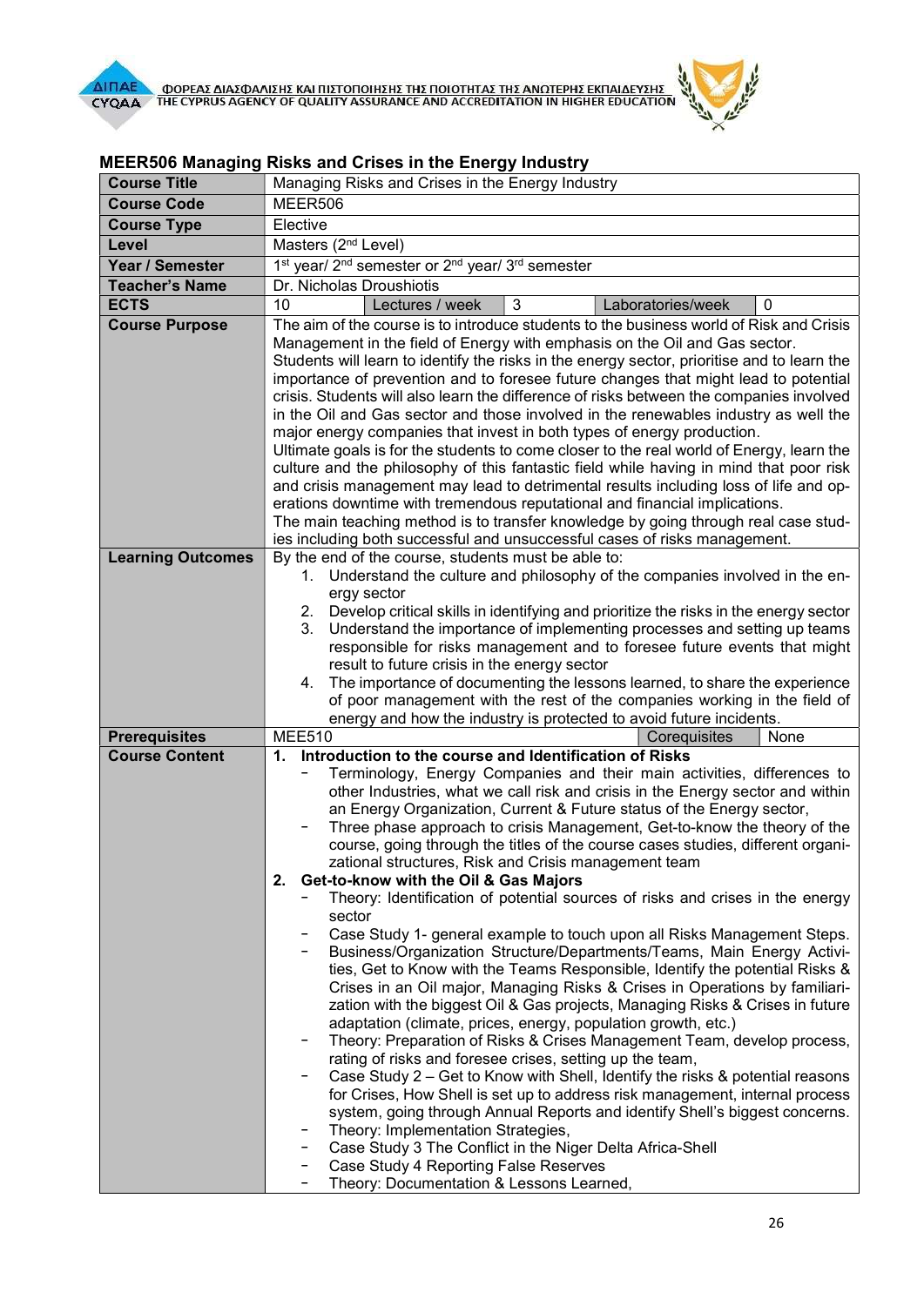## MEER506 Managing Risks and Crises in the Energy Industry

| Course Title | Managing Risks and Crises in the Energy Industry | | | | |
|---|---|---|---|---|---|
| **Course Code** | MEER506 | | | | |
| **Course Type** | Elective | | | | |
| **Level** | Masters (2nd Level) | | | | |
| **Year / Semester** | 1st year/ 2nd semester or 2nd year/ 3rd semester | | | | |
| **Teacher's Name** | Dr. Nicholas Droushiotis | | | | |
| **ECTS** | 10 | Lectures / week | 3 | Laboratories/week | 0 |
| **Course Purpose** | The aim of the course is to introduce students to the business world of Risk and Crisis Management in the field of Energy with emphasis on the Oil and Gas sector.<br>Students will learn to identify the risks in the energy sector, prioritise and to learn the importance of prevention and to foresee future changes that might lead to potential crisis. Students will also learn the difference of risks between the companies involved in the Oil and Gas sector and those involved in the renewables industry as well the major energy companies that invest in both types of energy production.<br>Ultimate goals is for the students to come closer to the real world of Energy, learn the culture and the philosophy of this fantastic field while having in mind that poor risk and crisis management may lead to detrimental results including loss of life and operations downtime with tremendous reputational and financial implications.<br>The main teaching method is to transfer knowledge by going through real case studies including both successful and unsuccessful cases of risks management. | | | | |
| **Learning Outcomes** | By the end of the course, students must be able to:<br>1. Understand the culture and philosophy of the companies involved in the energy sector<br>2. Develop critical skills in identifying and prioritize the risks in the energy sector<br>3. Understand the importance of implementing processes and setting up teams responsible for risks management and to foresee future events that might result to future crisis in the energy sector<br>4. The importance of documenting the lessons learned, to share the experience of poor management with the rest of the companies working in the field of energy and how the industry is protected to avoid future incidents. | | | | |
| **Prerequisites** | MEE510 | | | Corequisites | None |
| **Course Content** | **1. Introduction to the course and Identification of Risks**<br>- Terminology, Energy Companies and their main activities, differences to other Industries, what we call risk and crisis in the Energy sector and within an Energy Organization, Current & Future status of the Energy sector,<br>- Three phase approach to crisis Management, Get-to-know the theory of the course, going through the titles of the course cases studies, different organizational structures, Risk and Crisis management team<br>**2. Get-to-know with the Oil & Gas Majors**<br>- Theory: Identification of potential sources of risks and crises in the energy sector<br>- Case Study 1- general example to touch upon all Risks Management Steps.<br>- Business/Organization Structure/Departments/Teams, Main Energy Activities, Get to Know with the Teams Responsible, Identify the potential Risks & Crises in an Oil major, Managing Risks & Crises in Operations by familiarization with the biggest Oil & Gas projects, Managing Risks & Crises in future adaptation (climate, prices, energy, population growth, etc.)<br>- Theory: Preparation of Risks & Crises Management Team, develop process, rating of risks and foresee crises, setting up the team,<br>- Case Study 2 – Get to Know with Shell, Identify the risks & potential reasons for Crises, How Shell is set up to address risk management, internal process system, going through Annual Reports and identify Shell's biggest concerns.<br>- Theory: Implementation Strategies,<br>- Case Study 3 The Conflict in the Niger Delta Africa-Shell<br>- Case Study 4 Reporting False Reserves<br>- Theory: Documentation & Lessons Learned, | | | | |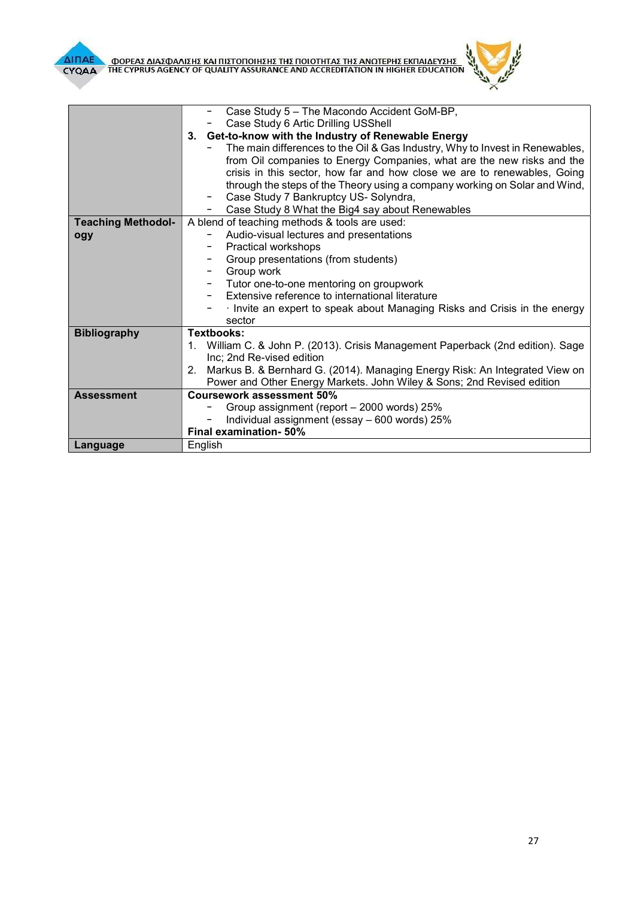| | |
|---|---|
| | - Case Study 5 – The Macondo Accident GoM-BP,<br>- Case Study 6 Artic Drilling USShell<br>**3. Get-to-know with the Industry of Renewable Energy**<br>- The main differences to the Oil & Gas Industry, Why to Invest in Renewables, from Oil companies to Energy Companies, what are the new risks and the crisis in this sector, how far and how close we are to renewables, Going through the steps of the Theory using a company working on Solar and Wind,<br>- Case Study 7 Bankruptcy US- Solyndra,<br>- Case Study 8 What the Big4 say about Renewables |
| **Teaching Methodology** | A blend of teaching methods & tools are used:<br>- Audio-visual lectures and presentations<br>- Practical workshops<br>- Group presentations (from students)<br>- Group work<br>- Tutor one-to-one mentoring on groupwork<br>- Extensive reference to international literature<br>- · Invite an expert to speak about Managing Risks and Crisis in the energy sector |
| **Bibliography** | **Textbooks:**<br>1. William C. & John P. (2013). Crisis Management Paperback (2nd edition). Sage Inc; 2nd Re-vised edition<br>2. Markus B. & Bernhard G. (2014). Managing Energy Risk: An Integrated View on Power and Other Energy Markets. John Wiley & Sons; 2nd Revised edition |
| **Assessment** | **Coursework assessment 50%**<br>- Group assignment (report – 2000 words) 25%<br>- Individual assignment (essay – 600 words) 25%<br>**Final examination- 50%** |
| **Language** | English |